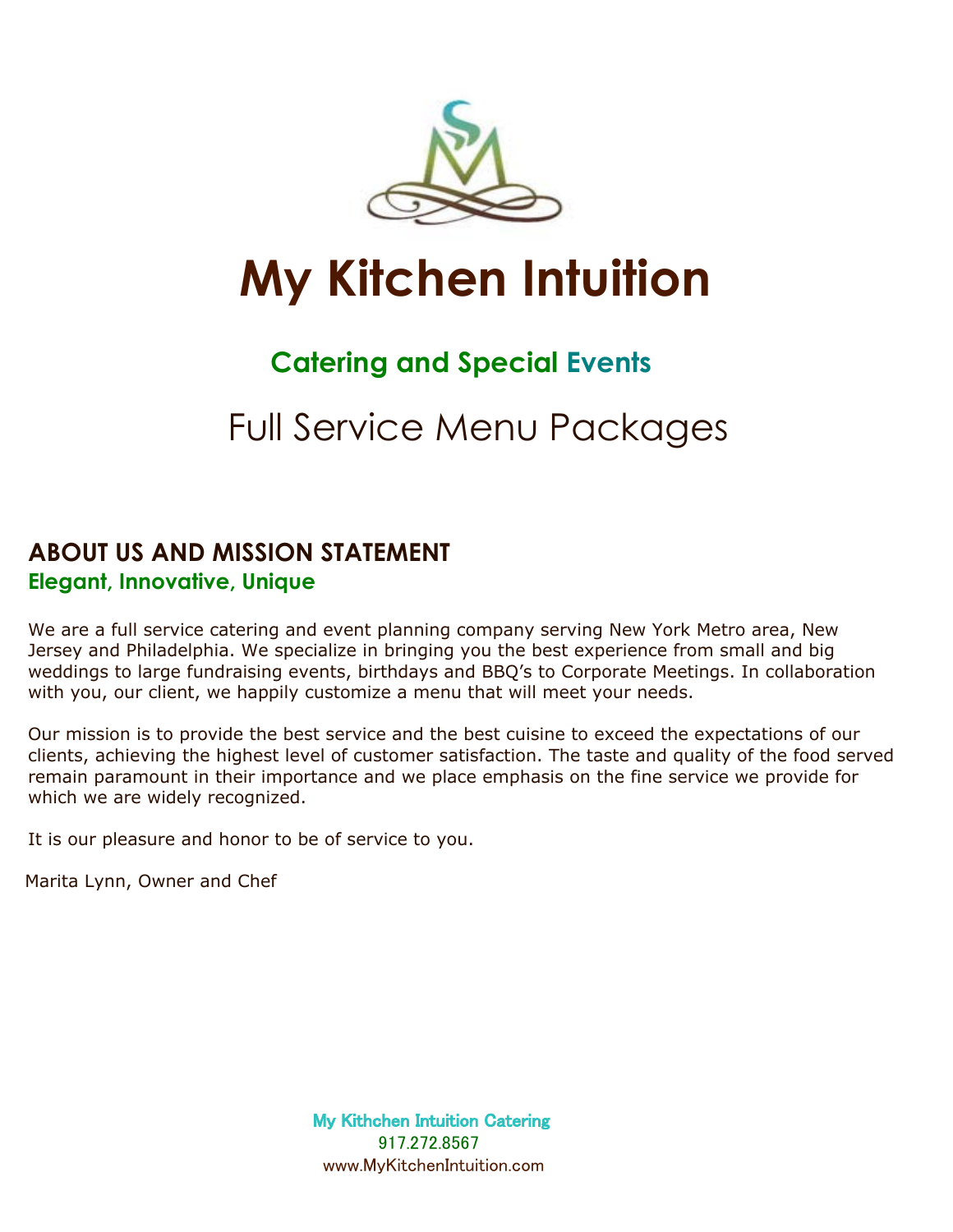# My Kitchen Intuition

## Catering and Special Events

## Full Service Menu Packages

### ABOUT US AND MISSION STATEMENT

**Elegant, Innovative, Unique**

We are a full service catering and event planning company serving New York Metro area, New Jersey and Philadelphia. We specialize in bringing you the best experience from small and big weddings to large fundraising events, birthdays and BBQ's to Corporate Meetings. In collaboration with you, our client, we happily customize a menu that will meet your needs.

Our mission is to provide the best service and the best cuisine to exceed the expectations of our clients, achieving the highest level of customer satisfaction. The taste and quality of the food served remain paramount in their importance and we place emphasis on the fine service we provide for which we are widely recognized.

It is our pleasure and honor to be of service to you.

Marita Lynn, Owner and Chef

**My Kithchen Intuition Catering**
917.272.8567
www.MyKitchenIntuition.com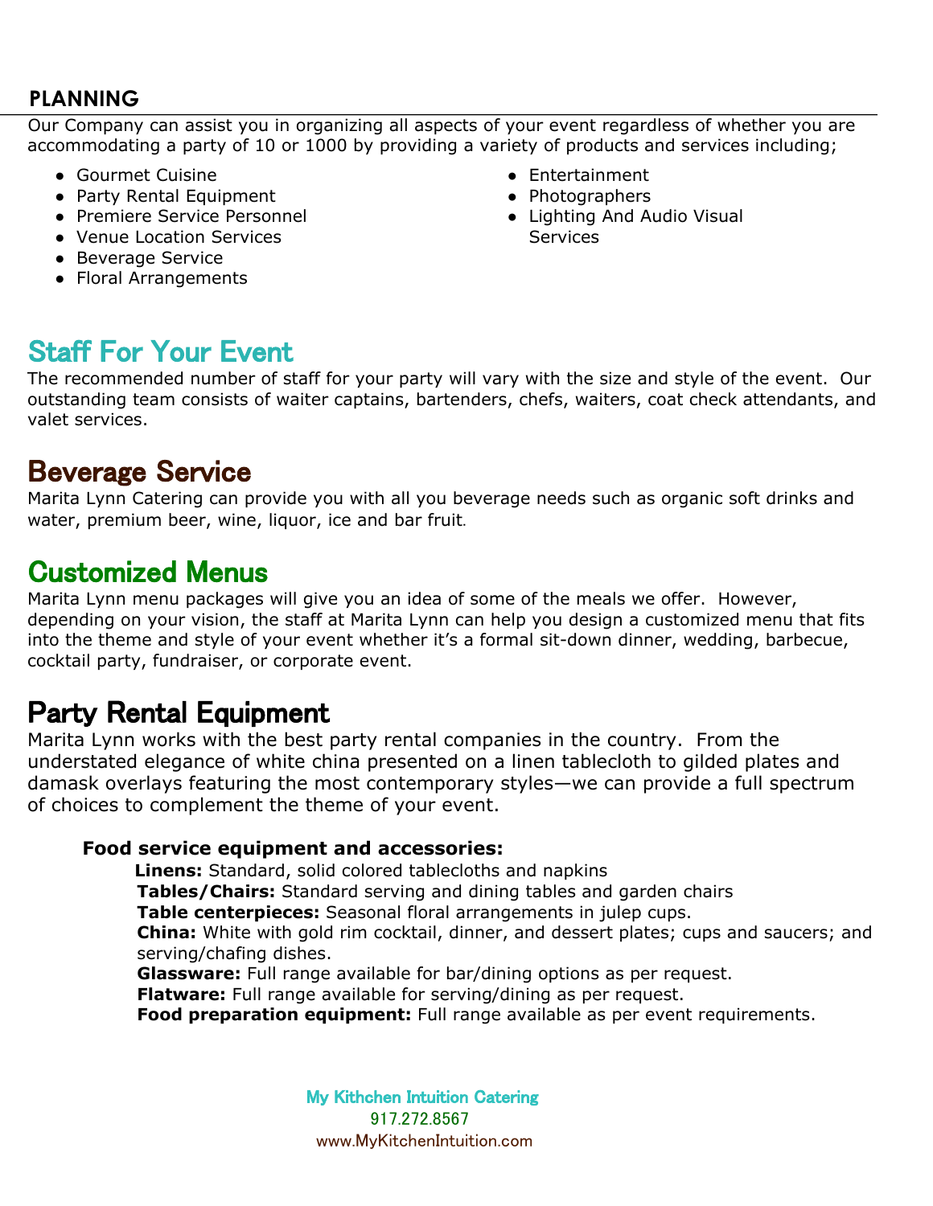## PLANNING

Our Company can assist you in organizing all aspects of your event regardless of whether you are accommodating a party of 10 or 1000 by providing a variety of products and services including;

- Gourmet Cuisine
- Party Rental Equipment
- Premiere Service Personnel
- Venue Location Services
- Beverage Service
- Floral Arrangements
- Entertainment
- Photographers
- Lighting And Audio Visual Services

## Staff For Your Event

The recommended number of staff for your party will vary with the size and style of the event. Our outstanding team consists of waiter captains, bartenders, chefs, waiters, coat check attendants, and valet services.

## Beverage Service

Marita Lynn Catering can provide you with all you beverage needs such as organic soft drinks and water, premium beer, wine, liquor, ice and bar fruit.

## Customized Menus

Marita Lynn menu packages will give you an idea of some of the meals we offer. However, depending on your vision, the staff at Marita Lynn can help you design a customized menu that fits into the theme and style of your event whether it's a formal sit-down dinner, wedding, barbecue, cocktail party, fundraiser, or corporate event.

## Party Rental Equipment

Marita Lynn works with the best party rental companies in the country. From the understated elegance of white china presented on a linen tablecloth to gilded plates and damask overlays featuring the most contemporary styles—we can provide a full spectrum of choices to complement the theme of your event.

**Food service equipment and accessories:**

**Linens:** Standard, solid colored tablecloths and napkins
**Tables/Chairs:** Standard serving and dining tables and garden chairs
**Table centerpieces:** Seasonal floral arrangements in julep cups.
**China:** White with gold rim cocktail, dinner, and dessert plates; cups and saucers; and serving/chafing dishes.
**Glassware:** Full range available for bar/dining options as per request.
**Flatware:** Full range available for serving/dining as per request.
**Food preparation equipment:** Full range available as per event requirements.

My Kithchen Intuition Catering
917.272.8567
www.MyKitchenIntuition.com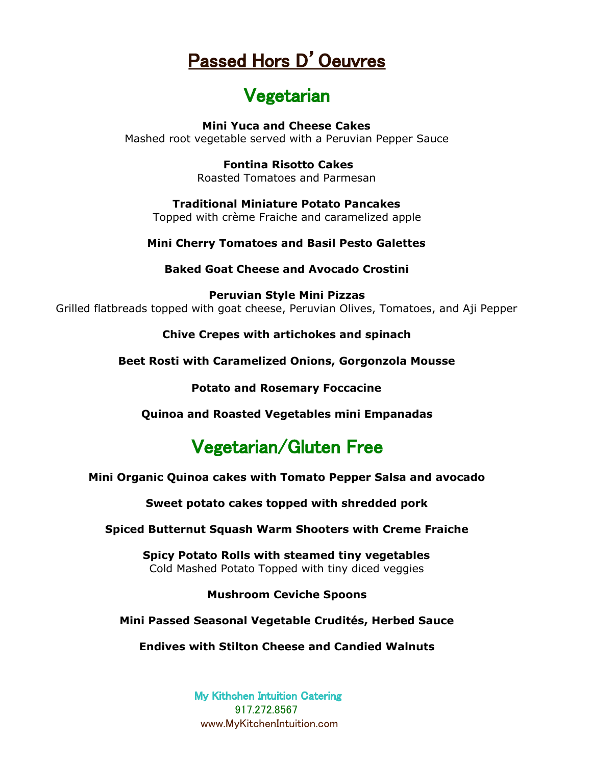# Passed Hors D' Oeuvres

## Vegetarian

**Mini Yuca and Cheese Cakes**
Mashed root vegetable served with a Peruvian Pepper Sauce

**Fontina Risotto Cakes**
Roasted Tomatoes and Parmesan

**Traditional Miniature Potato Pancakes**
Topped with crème Fraiche and caramelized apple

**Mini Cherry Tomatoes and Basil Pesto Galettes**

**Baked Goat Cheese and Avocado Crostini**

**Peruvian Style Mini Pizzas**
Grilled flatbreads topped with goat cheese, Peruvian Olives, Tomatoes, and Aji Pepper

**Chive Crepes with artichokes and spinach**

**Beet Rosti with Caramelized Onions, Gorgonzola Mousse**

**Potato and Rosemary Foccacine**

**Quinoa and Roasted Vegetables mini Empanadas**

## Vegetarian/Gluten Free

**Mini Organic Quinoa cakes with Tomato Pepper Salsa and avocado**

**Sweet potato cakes topped with shredded pork**

**Spiced Butternut Squash Warm Shooters with Creme Fraiche**

**Spicy Potato Rolls with steamed tiny vegetables**
Cold Mashed Potato Topped with tiny diced veggies

**Mushroom Ceviche Spoons**

**Mini Passed Seasonal Vegetable Crudités, Herbed Sauce**

**Endives with Stilton Cheese and Candied Walnuts**

My Kithchen Intuition Catering
917.272.8567
www.MyKitchenIntuition.com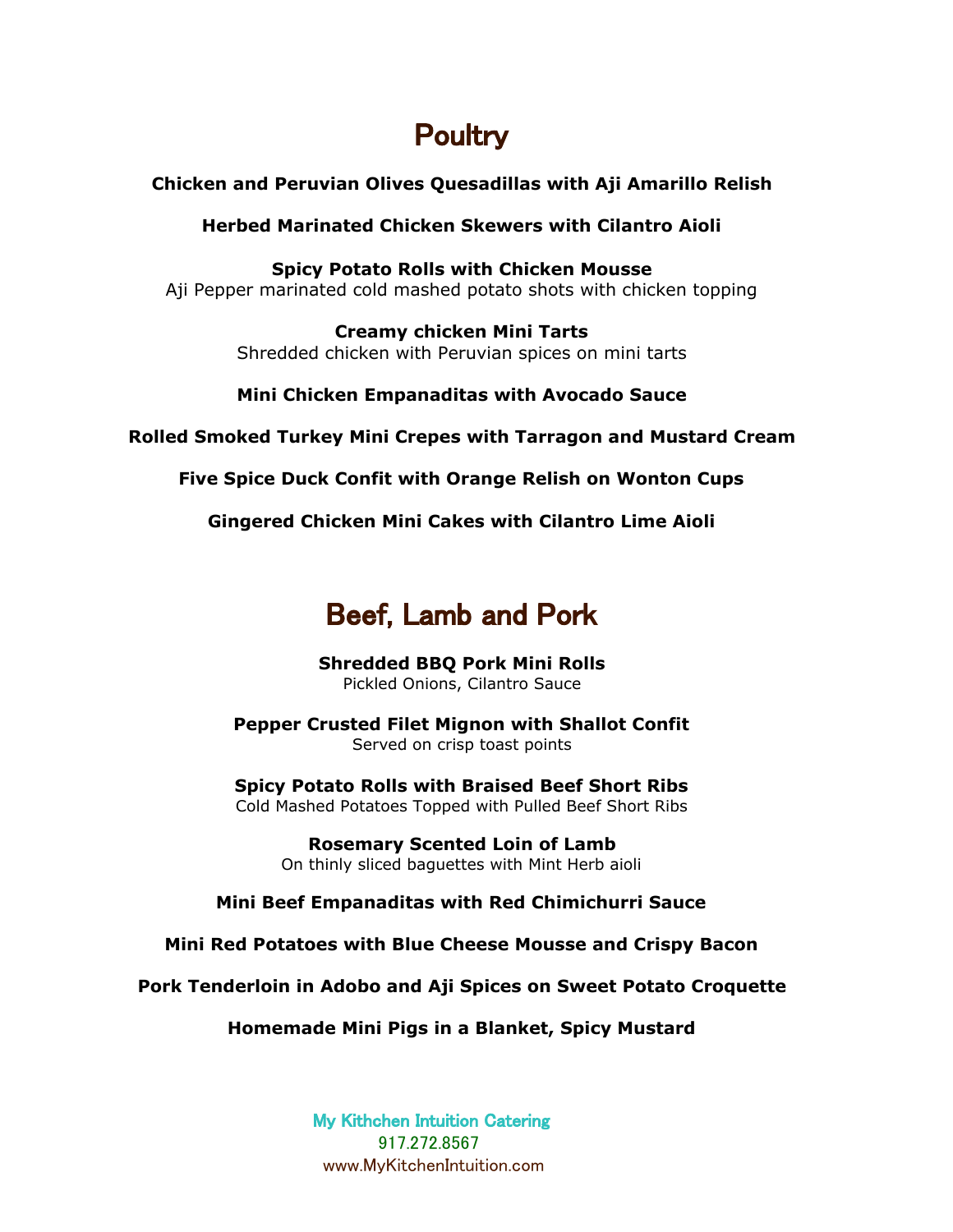# Poultry

**Chicken and Peruvian Olives Quesadillas with Aji Amarillo Relish**

**Herbed Marinated Chicken Skewers with Cilantro Aioli**

**Spicy Potato Rolls with Chicken Mousse**
Aji Pepper marinated cold mashed potato shots with chicken topping

**Creamy chicken Mini Tarts**
Shredded chicken with Peruvian spices on mini tarts

**Mini Chicken Empanaditas with Avocado Sauce**

**Rolled Smoked Turkey Mini Crepes with Tarragon and Mustard Cream**

**Five Spice Duck Confit with Orange Relish on Wonton Cups**

**Gingered Chicken Mini Cakes with Cilantro Lime Aioli**

# Beef, Lamb and Pork

**Shredded BBQ Pork Mini Rolls**
Pickled Onions, Cilantro Sauce

**Pepper Crusted Filet Mignon with Shallot Confit**
Served on crisp toast points

**Spicy Potato Rolls with Braised Beef Short Ribs**
Cold Mashed Potatoes Topped with Pulled Beef Short Ribs

**Rosemary Scented Loin of Lamb**
On thinly sliced baguettes with Mint Herb aioli

**Mini Beef Empanaditas with Red Chimichurri Sauce**

**Mini Red Potatoes with Blue Cheese Mousse and Crispy Bacon**

**Pork Tenderloin in Adobo and Aji Spices on Sweet Potato Croquette**

**Homemade Mini Pigs in a Blanket, Spicy Mustard**

My Kithchen Intuition Catering
917.272.8567
www.MyKitchenIntuition.com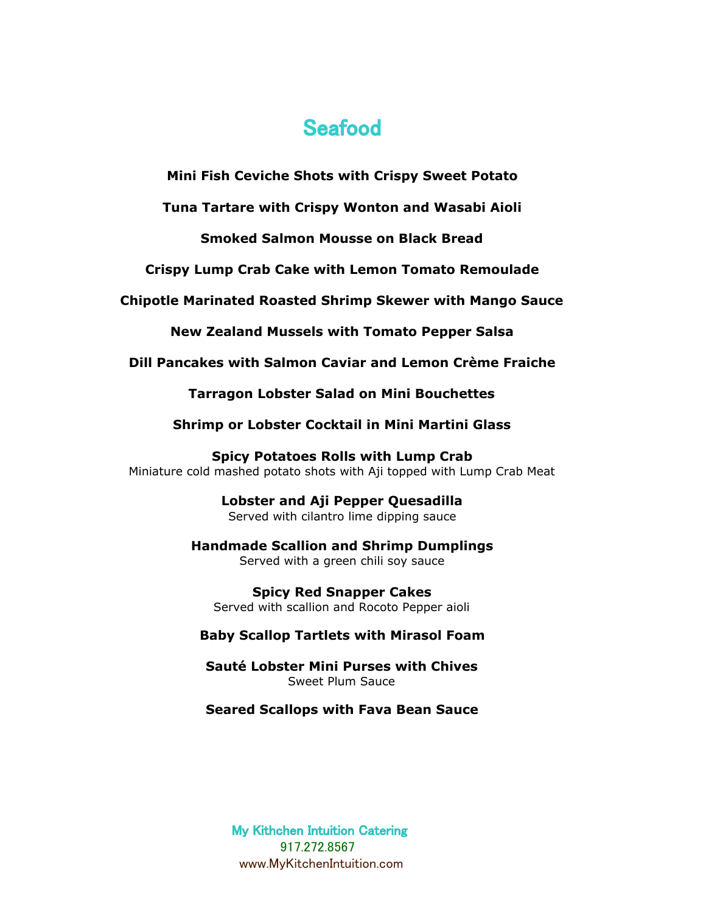# Seafood

**Mini Fish Ceviche Shots with Crispy Sweet Potato**

**Tuna Tartare with Crispy Wonton and Wasabi Aioli**

**Smoked Salmon Mousse on Black Bread**

**Crispy Lump Crab Cake with Lemon Tomato Remoulade**

**Chipotle Marinated Roasted Shrimp Skewer with Mango Sauce**

**New Zealand Mussels with Tomato Pepper Salsa**

**Dill Pancakes with Salmon Caviar and Lemon Crème Fraiche**

**Tarragon Lobster Salad on Mini Bouchettes**

**Shrimp or Lobster Cocktail in Mini Martini Glass**

**Spicy Potatoes Rolls with Lump Crab**
Miniature cold mashed potato shots with Aji topped with Lump Crab Meat

**Lobster and Aji Pepper Quesadilla**
Served with cilantro lime dipping sauce

**Handmade Scallion and Shrimp Dumplings**
Served with a green chili soy sauce

**Spicy Red Snapper Cakes**
Served with scallion and Rocoto Pepper aioli

**Baby Scallop Tartlets with Mirasol Foam**

**Sauté Lobster Mini Purses with Chives**
Sweet Plum Sauce

**Seared Scallops with Fava Bean Sauce**

My Kithchen Intuition Catering
917.272.8567
www.MyKitchenIntuition.com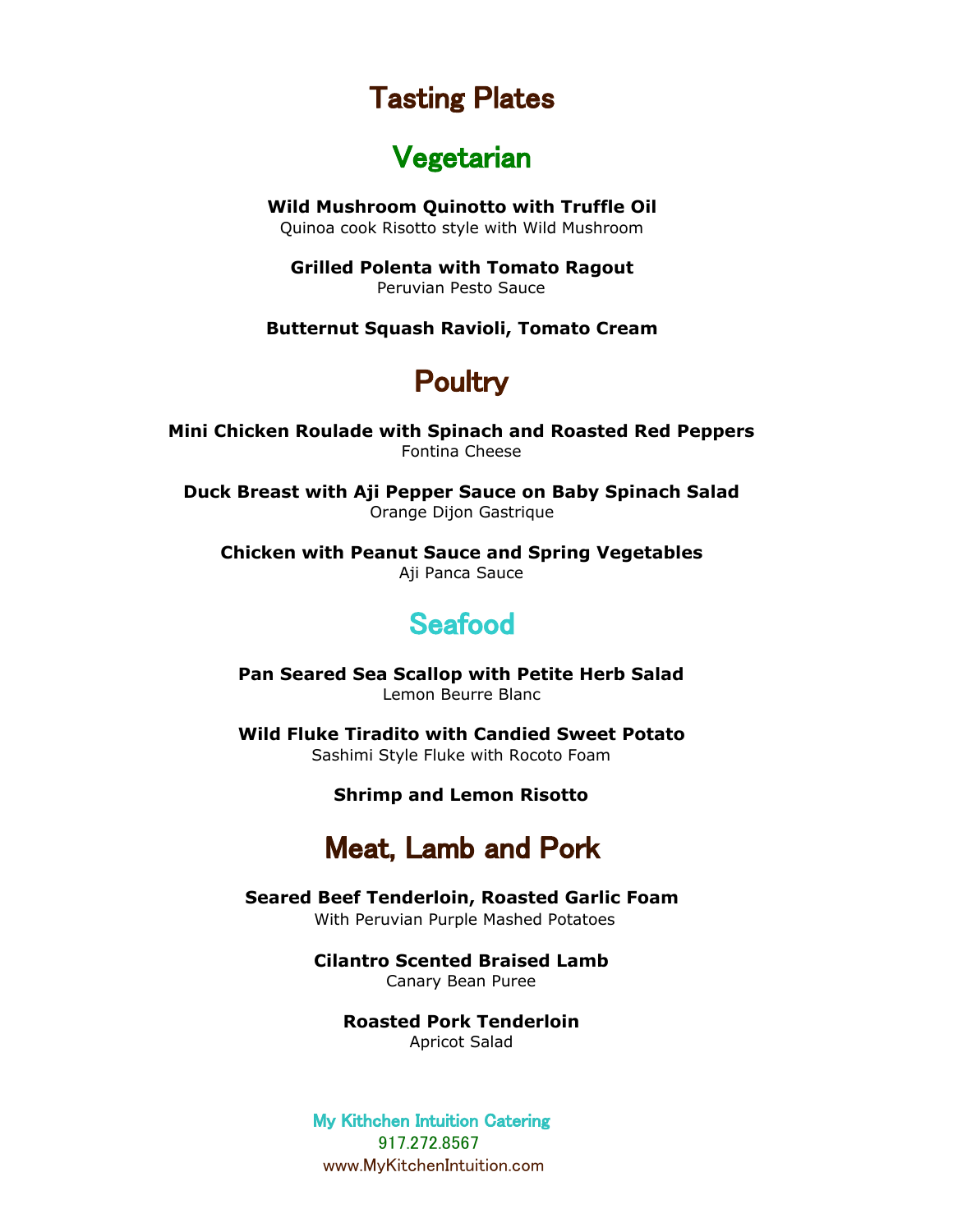# Tasting Plates

## Vegetarian

**Wild Mushroom Quinotto with Truffle Oil**
Quinoa cook Risotto style with Wild Mushroom

**Grilled Polenta with Tomato Ragout**
Peruvian Pesto Sauce

**Butternut Squash Ravioli, Tomato Cream**

## Poultry

**Mini Chicken Roulade with Spinach and Roasted Red Peppers**
Fontina Cheese

**Duck Breast with Aji Pepper Sauce on Baby Spinach Salad**
Orange Dijon Gastrique

**Chicken with Peanut Sauce and Spring Vegetables**
Aji Panca Sauce

## Seafood

**Pan Seared Sea Scallop with Petite Herb Salad**
Lemon Beurre Blanc

**Wild Fluke Tiradito with Candied Sweet Potato**
Sashimi Style Fluke with Rocoto Foam

**Shrimp and Lemon Risotto**

## Meat, Lamb and Pork

**Seared Beef Tenderloin, Roasted Garlic Foam**
With Peruvian Purple Mashed Potatoes

**Cilantro Scented Braised Lamb**
Canary Bean Puree

**Roasted Pork Tenderloin**
Apricot Salad

My Kithchen Intuition Catering
917.272.8567
www.MyKitchenIntuition.com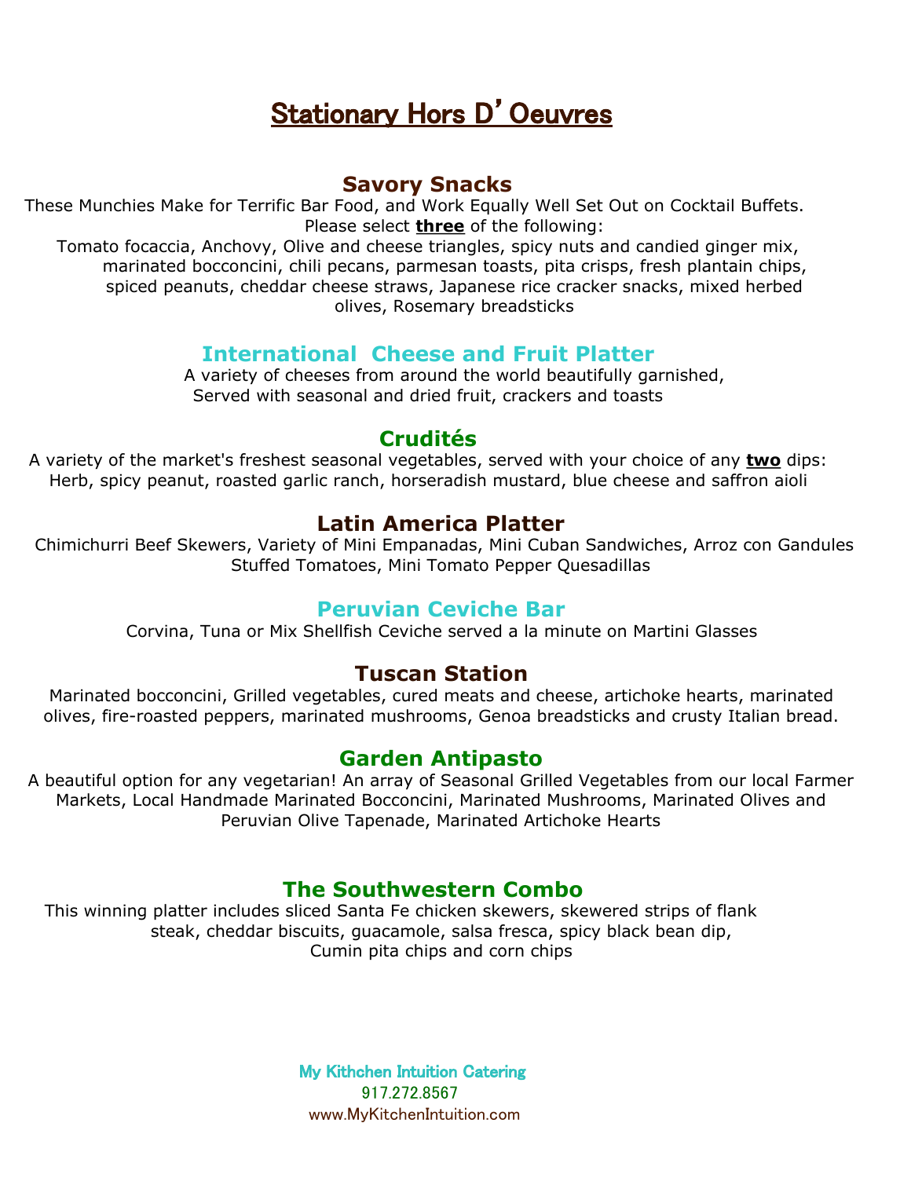# Stationary Hors D' Oeuvres

## Savory Snacks

These Munchies Make for Terrific Bar Food, and Work Equally Well Set Out on Cocktail Buffets. Please select **three** of the following:

Tomato focaccia, Anchovy, Olive and cheese triangles, spicy nuts and candied ginger mix, marinated bocconcini, chili pecans, parmesan toasts, pita crisps, fresh plantain chips, spiced peanuts, cheddar cheese straws, Japanese rice cracker snacks, mixed herbed olives, Rosemary breadsticks

## International Cheese and Fruit Platter

A variety of cheeses from around the world beautifully garnished, Served with seasonal and dried fruit, crackers and toasts

## Crudités

A variety of the market's freshest seasonal vegetables, served with your choice of any **two** dips: Herb, spicy peanut, roasted garlic ranch, horseradish mustard, blue cheese and saffron aioli

## Latin America Platter

Chimichurri Beef Skewers, Variety of Mini Empanadas, Mini Cuban Sandwiches, Arroz con Gandules Stuffed Tomatoes, Mini Tomato Pepper Quesadillas

## Peruvian Ceviche Bar

Corvina, Tuna or Mix Shellfish Ceviche served a la minute on Martini Glasses

## Tuscan Station

Marinated bocconcini, Grilled vegetables, cured meats and cheese, artichoke hearts, marinated olives, fire-roasted peppers, marinated mushrooms, Genoa breadsticks and crusty Italian bread.

## Garden Antipasto

A beautiful option for any vegetarian! An array of Seasonal Grilled Vegetables from our local Farmer Markets, Local Handmade Marinated Bocconcini, Marinated Mushrooms, Marinated Olives and Peruvian Olive Tapenade, Marinated Artichoke Hearts

## The Southwestern Combo

This winning platter includes sliced Santa Fe chicken skewers, skewered strips of flank steak, cheddar biscuits, guacamole, salsa fresca, spicy black bean dip, Cumin pita chips and corn chips

My Kithchen Intuition Catering
917.272.8567
www.MyKitchenIntuition.com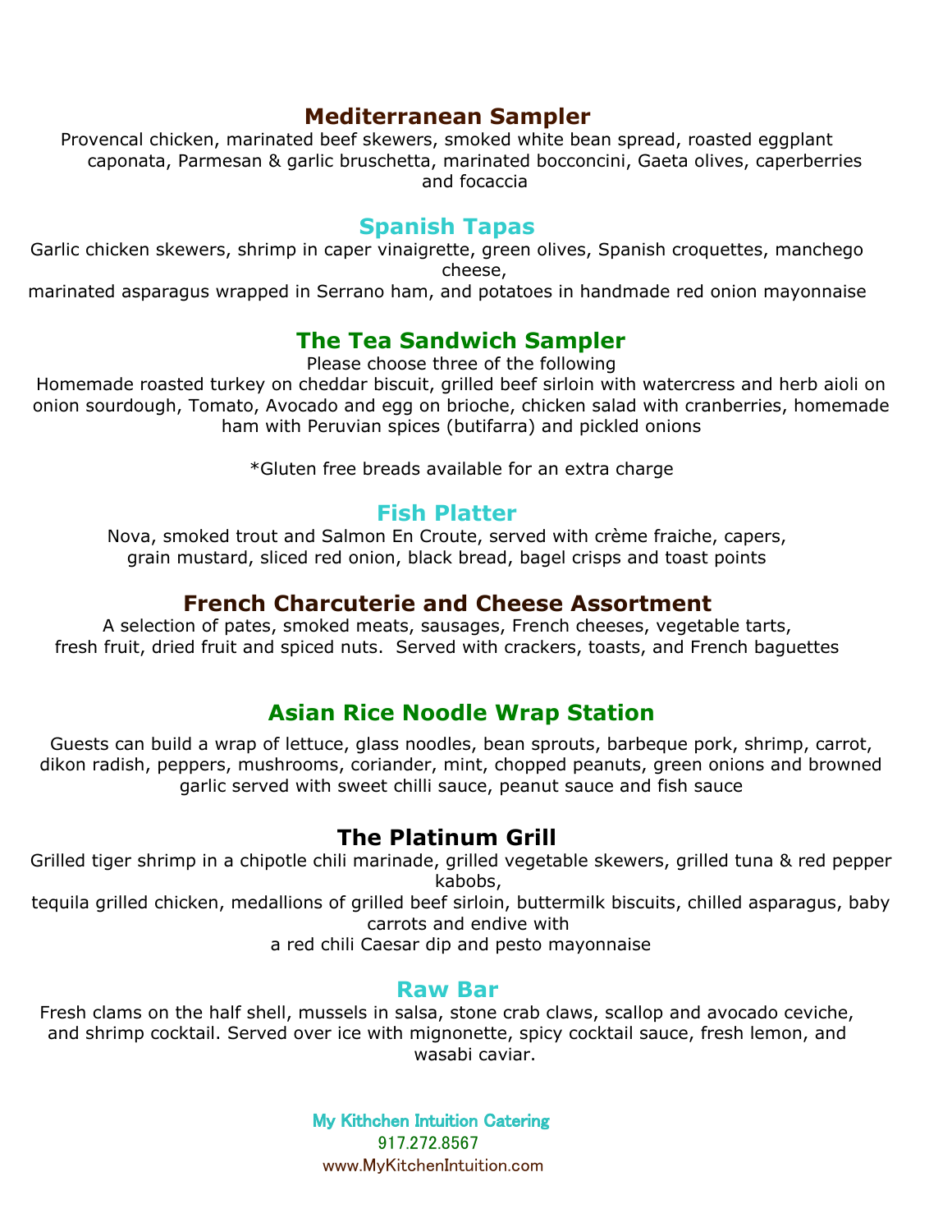## Mediterranean Sampler

Provencal chicken, marinated beef skewers, smoked white bean spread, roasted eggplant caponata, Parmesan & garlic bruschetta, marinated bocconcini, Gaeta olives, caperberries and focaccia

## Spanish Tapas

Garlic chicken skewers, shrimp in caper vinaigrette, green olives, Spanish croquettes, manchego cheese,
marinated asparagus wrapped in Serrano ham, and potatoes in handmade red onion mayonnaise

## The Tea Sandwich Sampler

Please choose three of the following
Homemade roasted turkey on cheddar biscuit, grilled beef sirloin with watercress and herb aioli on onion sourdough, Tomato, Avocado and egg on brioche, chicken salad with cranberries, homemade ham with Peruvian spices (butifarra) and pickled onions

*Gluten free breads available for an extra charge

## Fish Platter

Nova, smoked trout and Salmon En Croute, served with crème fraiche, capers, grain mustard, sliced red onion, black bread, bagel crisps and toast points

## French Charcuterie and Cheese Assortment

A selection of pates, smoked meats, sausages, French cheeses, vegetable tarts, fresh fruit, dried fruit and spiced nuts. Served with crackers, toasts, and French baguettes

## Asian Rice Noodle Wrap Station

Guests can build a wrap of lettuce, glass noodles, bean sprouts, barbeque pork, shrimp, carrot, dikon radish, peppers, mushrooms, coriander, mint, chopped peanuts, green onions and browned garlic served with sweet chilli sauce, peanut sauce and fish sauce

## The Platinum Grill

Grilled tiger shrimp in a chipotle chili marinade, grilled vegetable skewers, grilled tuna & red pepper kabobs,
tequila grilled chicken, medallions of grilled beef sirloin, buttermilk biscuits, chilled asparagus, baby carrots and endive with
a red chili Caesar dip and pesto mayonnaise

## Raw Bar

Fresh clams on the half shell, mussels in salsa, stone crab claws, scallop and avocado ceviche, and shrimp cocktail. Served over ice with mignonette, spicy cocktail sauce, fresh lemon, and wasabi caviar.

My Kithchen Intuition Catering
917.272.8567
www.MyKitchenIntuition.com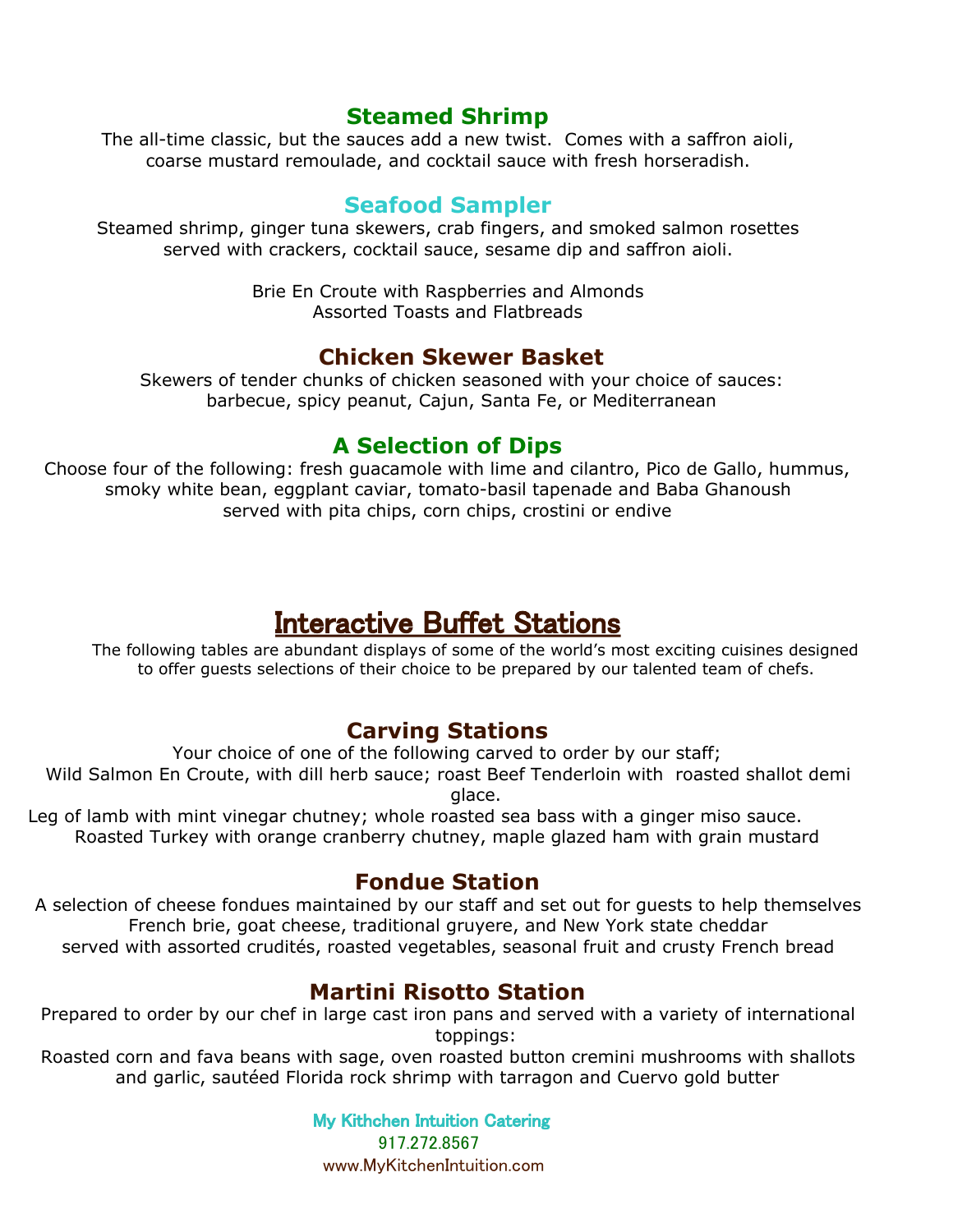### Steamed Shrimp

The all-time classic, but the sauces add a new twist. Comes with a saffron aioli, coarse mustard remoulade, and cocktail sauce with fresh horseradish.

### Seafood Sampler

Steamed shrimp, ginger tuna skewers, crab fingers, and smoked salmon rosettes served with crackers, cocktail sauce, sesame dip and saffron aioli.

Brie En Croute with Raspberries and Almonds
Assorted Toasts and Flatbreads

### Chicken Skewer Basket

Skewers of tender chunks of chicken seasoned with your choice of sauces: barbecue, spicy peanut, Cajun, Santa Fe, or Mediterranean

### A Selection of Dips

Choose four of the following: fresh guacamole with lime and cilantro, Pico de Gallo, hummus, smoky white bean, eggplant caviar, tomato-basil tapenade and Baba Ghanoush served with pita chips, corn chips, crostini or endive

## Interactive Buffet Stations

The following tables are abundant displays of some of the world's most exciting cuisines designed to offer guests selections of their choice to be prepared by our talented team of chefs.

### Carving Stations

Your choice of one of the following carved to order by our staff;
Wild Salmon En Croute, with dill herb sauce; roast Beef Tenderloin with roasted shallot demi glace.
Leg of lamb with mint vinegar chutney; whole roasted sea bass with a ginger miso sauce.
Roasted Turkey with orange cranberry chutney, maple glazed ham with grain mustard

### Fondue Station

A selection of cheese fondues maintained by our staff and set out for guests to help themselves
French brie, goat cheese, traditional gruyere, and New York state cheddar
served with assorted crudités, roasted vegetables, seasonal fruit and crusty French bread

### Martini Risotto Station

Prepared to order by our chef in large cast iron pans and served with a variety of international toppings:
Roasted corn and fava beans with sage, oven roasted button cremini mushrooms with shallots and garlic, sautéed Florida rock shrimp with tarragon and Cuervo gold butter

My Kithchen Intuition Catering
917.272.8567
www.MyKitchenIntuition.com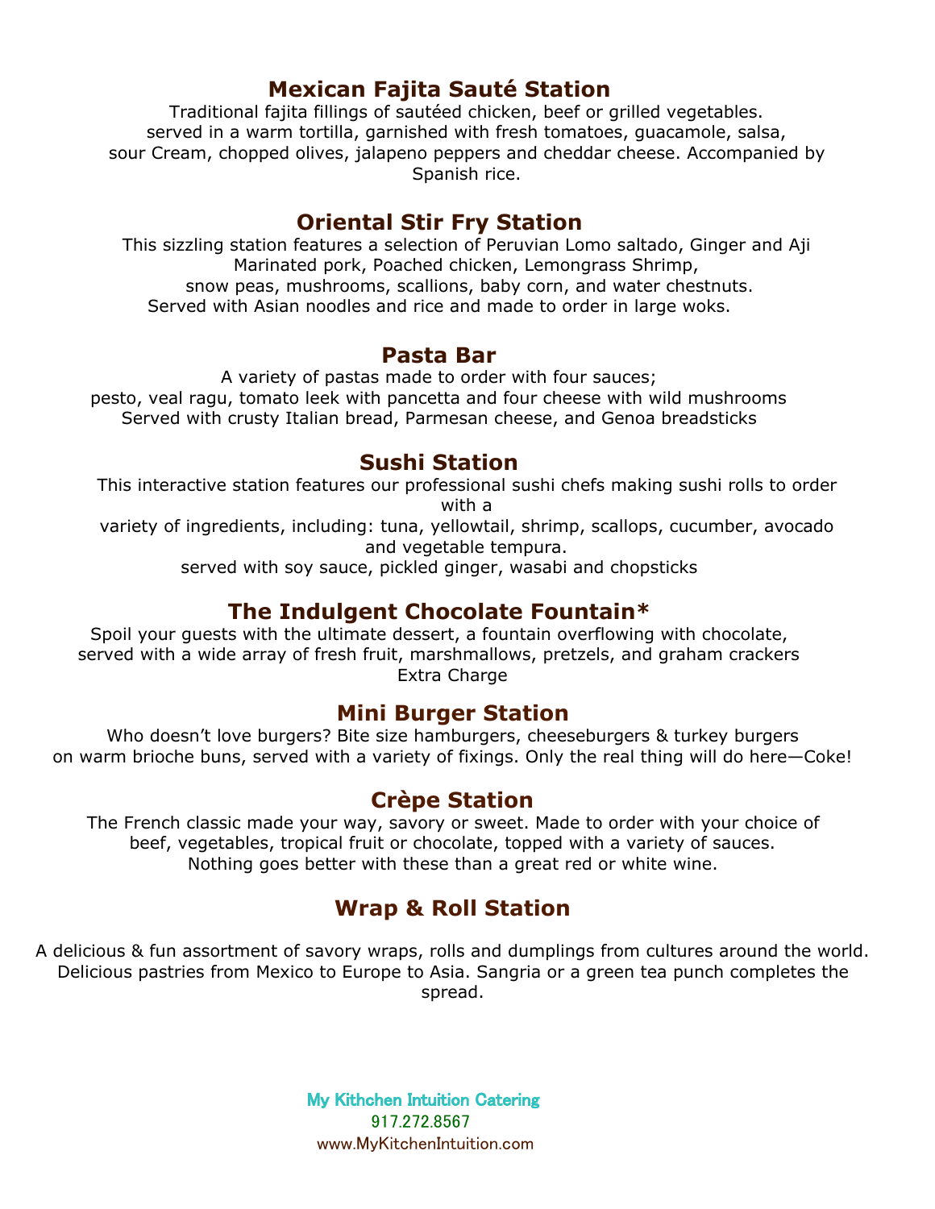## Mexican Fajita Sauté Station

Traditional fajita fillings of sautéed chicken, beef or grilled vegetables.
served in a warm tortilla, garnished with fresh tomatoes, guacamole, salsa,
sour Cream, chopped olives, jalapeno peppers and cheddar cheese. Accompanied by
Spanish rice.

## Oriental Stir Fry Station

This sizzling station features a selection of Peruvian Lomo saltado, Ginger and Aji
Marinated pork, Poached chicken, Lemongrass Shrimp,
snow peas, mushrooms, scallions, baby corn, and water chestnuts.
Served with Asian noodles and rice and made to order in large woks.

## Pasta Bar

A variety of pastas made to order with four sauces;
pesto, veal ragu, tomato leek with pancetta and four cheese with wild mushrooms
Served with crusty Italian bread, Parmesan cheese, and Genoa breadsticks

## Sushi Station

This interactive station features our professional sushi chefs making sushi rolls to order
with a
variety of ingredients, including: tuna, yellowtail, shrimp, scallops, cucumber, avocado
and vegetable tempura.
served with soy sauce, pickled ginger, wasabi and chopsticks

## The Indulgent Chocolate Fountain*

Spoil your guests with the ultimate dessert, a fountain overflowing with chocolate,
served with a wide array of fresh fruit, marshmallows, pretzels, and graham crackers
Extra Charge

## Mini Burger Station

Who doesn't love burgers? Bite size hamburgers, cheeseburgers & turkey burgers
on warm brioche buns, served with a variety of fixings. Only the real thing will do here—Coke!

## Crèpe Station

The French classic made your way, savory or sweet. Made to order with your choice of
beef, vegetables, tropical fruit or chocolate, topped with a variety of sauces.
Nothing goes better with these than a great red or white wine.

## Wrap & Roll Station

A delicious & fun assortment of savory wraps, rolls and dumplings from cultures around the world.
Delicious pastries from Mexico to Europe to Asia. Sangria or a green tea punch completes the
spread.

My Kithchen Intuition Catering
917.272.8567
www.MyKitchenIntuition.com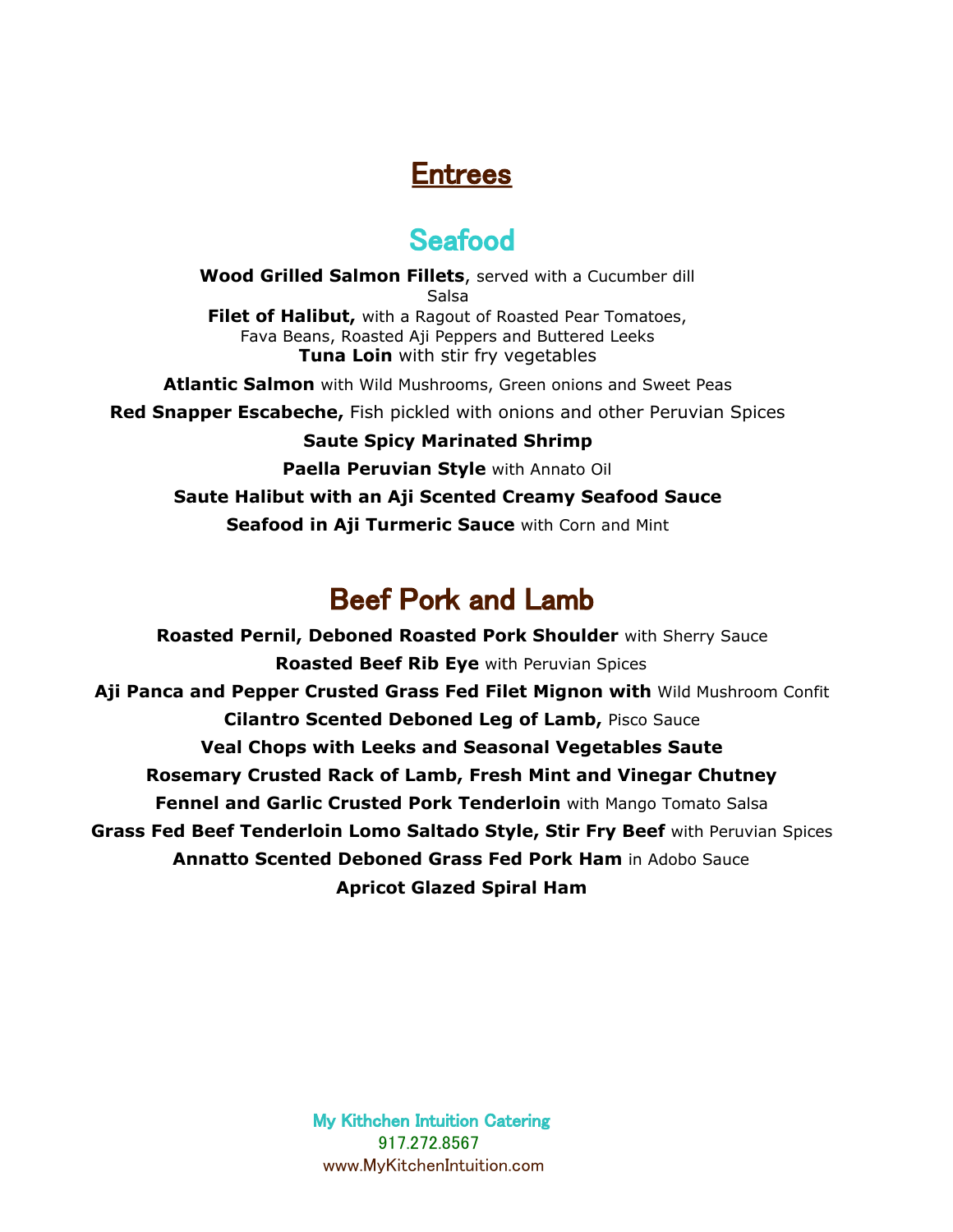# Entrees

## Seafood

**Wood Grilled Salmon Fillets**, served with a Cucumber dill Salsa

**Filet of Halibut,** with a Ragout of Roasted Pear Tomatoes, Fava Beans, Roasted Aji Peppers and Buttered Leeks

**Tuna Loin** with stir fry vegetables

**Atlantic Salmon** with Wild Mushrooms, Green onions and Sweet Peas

**Red Snapper Escabeche,** Fish pickled with onions and other Peruvian Spices

**Saute Spicy Marinated Shrimp**

**Paella Peruvian Style** with Annato Oil

**Saute Halibut with an Aji Scented Creamy Seafood Sauce**

**Seafood in Aji Turmeric Sauce** with Corn and Mint

## Beef Pork and Lamb

**Roasted Pernil, Deboned Roasted Pork Shoulder** with Sherry Sauce

**Roasted Beef Rib Eye** with Peruvian Spices

**Aji Panca and Pepper Crusted Grass Fed Filet Mignon with** Wild Mushroom Confit

**Cilantro Scented Deboned Leg of Lamb,** Pisco Sauce

**Veal Chops with Leeks and Seasonal Vegetables Saute**

**Rosemary Crusted Rack of Lamb, Fresh Mint and Vinegar Chutney**

**Fennel and Garlic Crusted Pork Tenderloin** with Mango Tomato Salsa

**Grass Fed Beef Tenderloin Lomo Saltado Style, Stir Fry Beef** with Peruvian Spices

**Annatto Scented Deboned Grass Fed Pork Ham** in Adobo Sauce

**Apricot Glazed Spiral Ham**

My Kithchen Intuition Catering
917.272.8567
www.MyKitchenIntuition.com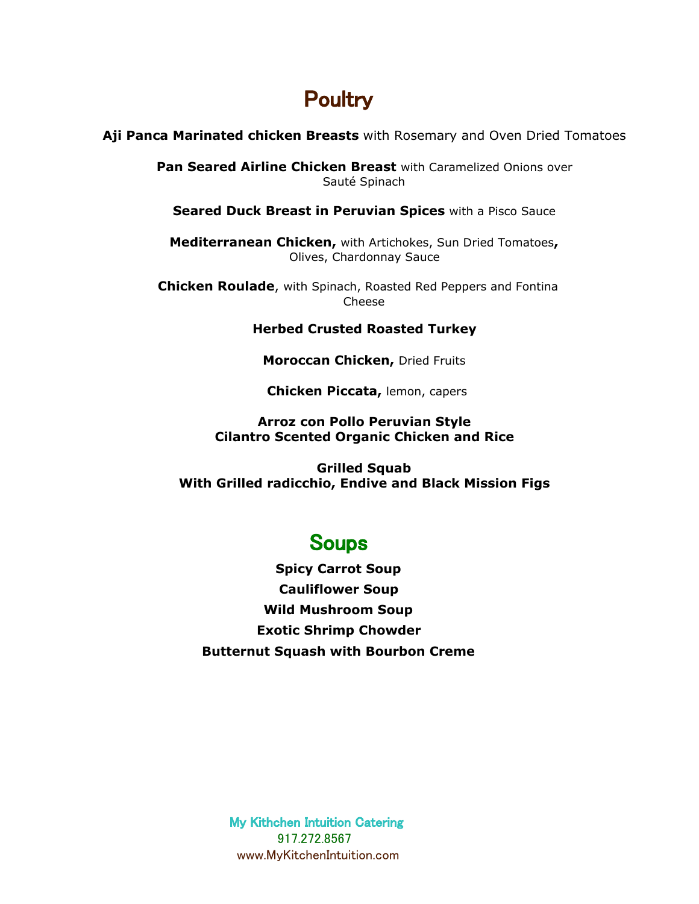# Poultry

**Aji Panca Marinated chicken Breasts** with Rosemary and Oven Dried Tomatoes

**Pan Seared Airline Chicken Breast** with Caramelized Onions over Sauté Spinach

**Seared Duck Breast in Peruvian Spices** with a Pisco Sauce

**Mediterranean Chicken,** with Artichokes, Sun Dried Tomatoes**,** Olives, Chardonnay Sauce

**Chicken Roulade**, with Spinach, Roasted Red Peppers and Fontina Cheese

**Herbed Crusted Roasted Turkey**

**Moroccan Chicken,** Dried Fruits

**Chicken Piccata,** lemon, capers

**Arroz con Pollo Peruvian Style**
**Cilantro Scented Organic Chicken and Rice**

**Grilled Squab**
**With Grilled radicchio, Endive and Black Mission Figs**

# Soups

**Spicy Carrot Soup**

**Cauliflower Soup**

**Wild Mushroom Soup**

**Exotic Shrimp Chowder**

**Butternut Squash with Bourbon Creme**

My Kithchen Intuition Catering
917.272.8567
www.MyKitchenIntuition.com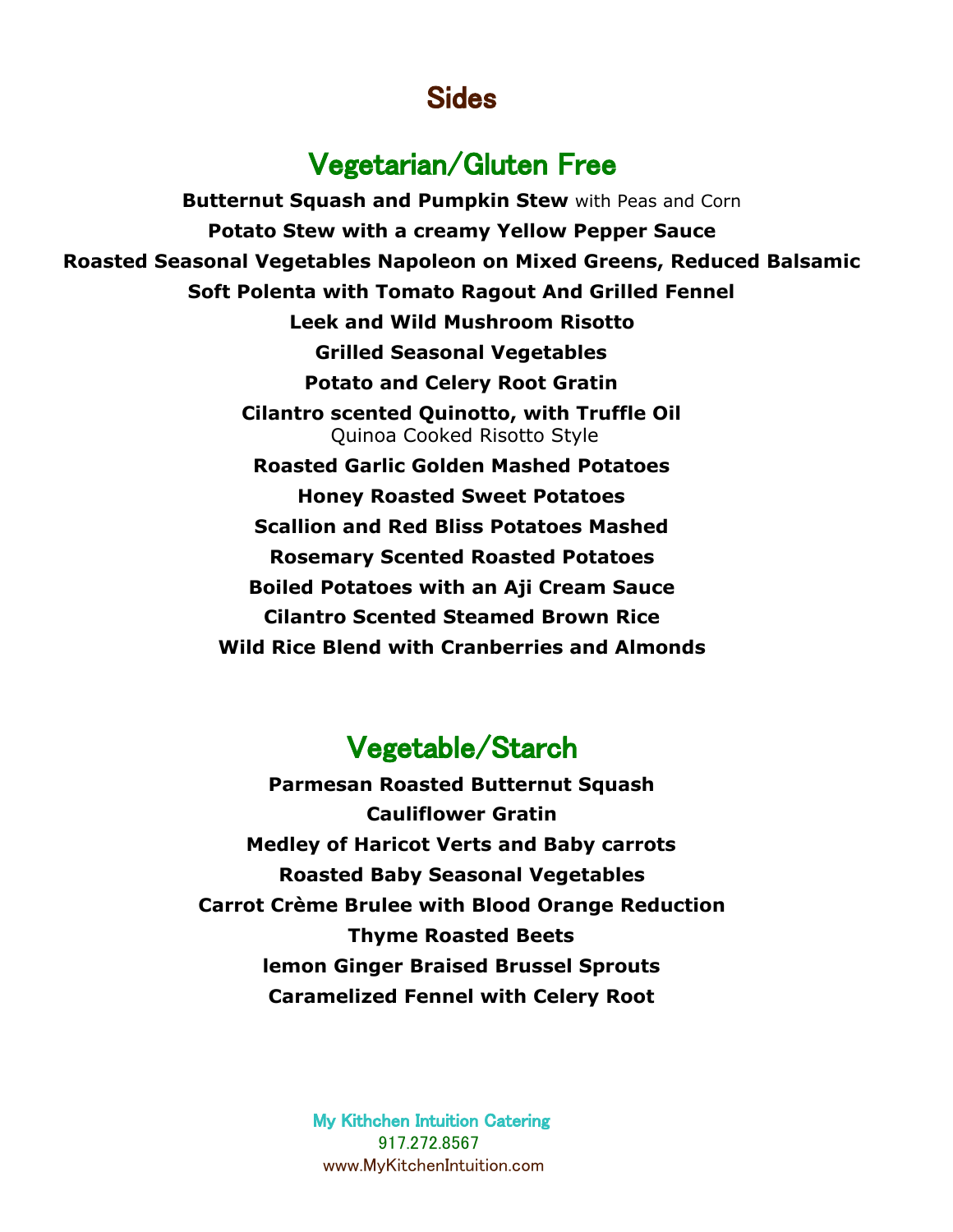# Sides

## Vegetarian/Gluten Free

**Butternut Squash and Pumpkin Stew** with Peas and Corn

**Potato Stew with a creamy Yellow Pepper Sauce**

**Roasted Seasonal Vegetables Napoleon on Mixed Greens, Reduced Balsamic**

**Soft Polenta with Tomato Ragout And Grilled Fennel**

**Leek and Wild Mushroom Risotto**

**Grilled Seasonal Vegetables**

**Potato and Celery Root Gratin**

**Cilantro scented Quinotto, with Truffle Oil**
Quinoa Cooked Risotto Style

**Roasted Garlic Golden Mashed Potatoes**

**Honey Roasted Sweet Potatoes**

**Scallion and Red Bliss Potatoes Mashed**

**Rosemary Scented Roasted Potatoes**

**Boiled Potatoes with an Aji Cream Sauce**

**Cilantro Scented Steamed Brown Rice**

**Wild Rice Blend with Cranberries and Almonds**

## Vegetable/Starch

**Parmesan Roasted Butternut Squash**

**Cauliflower Gratin**

**Medley of Haricot Verts and Baby carrots**

**Roasted Baby Seasonal Vegetables**

**Carrot Crème Brulee with Blood Orange Reduction**

**Thyme Roasted Beets**

**lemon Ginger Braised Brussel Sprouts**

**Caramelized Fennel with Celery Root**

My Kithchen Intuition Catering
917.272.8567
www.MyKitchenIntuition.com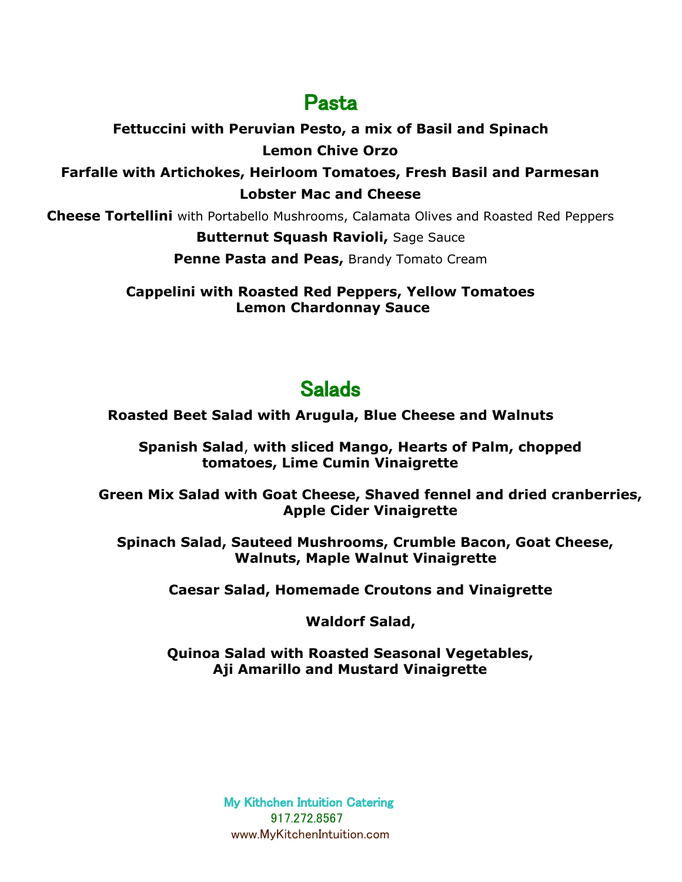## Pasta

**Fettuccini with Peruvian Pesto, a mix of Basil and Spinach**

**Lemon Chive Orzo**

**Farfalle with Artichokes, Heirloom Tomatoes, Fresh Basil and Parmesan**

**Lobster Mac and Cheese**

**Cheese Tortellini** with Portabello Mushrooms, Calamata Olives and Roasted Red Peppers

**Butternut Squash Ravioli,** Sage Sauce

**Penne Pasta and Peas,** Brandy Tomato Cream

**Cappelini with Roasted Red Peppers, Yellow Tomatoes**
**Lemon Chardonnay Sauce**

## Salads

**Roasted Beet Salad with Arugula, Blue Cheese and Walnuts**

**Spanish Salad, with sliced Mango, Hearts of Palm, chopped tomatoes, Lime Cumin Vinaigrette**

**Green Mix Salad with Goat Cheese, Shaved fennel and dried cranberries, Apple Cider Vinaigrette**

**Spinach Salad, Sauteed Mushrooms, Crumble Bacon, Goat Cheese, Walnuts, Maple Walnut Vinaigrette**

**Caesar Salad, Homemade Croutons and Vinaigrette**

**Waldorf Salad,**

**Quinoa Salad with Roasted Seasonal Vegetables, Aji Amarillo and Mustard Vinaigrette**

My Kithchen Intuition Catering
917.272.8567
www.MyKitchenIntuition.com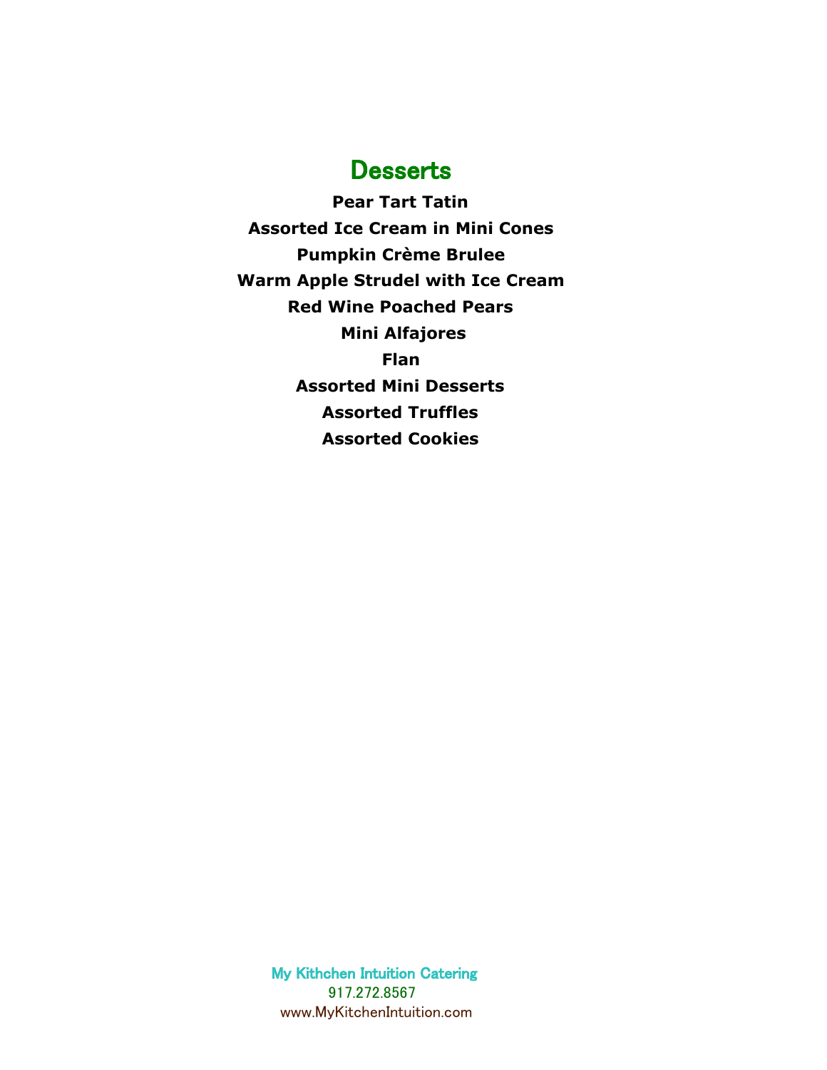## Desserts

**Pear Tart Tatin**

**Assorted Ice Cream in Mini Cones**

**Pumpkin Crème Brulee**

**Warm Apple Strudel with Ice Cream**

**Red Wine Poached Pears**

**Mini Alfajores**

**Flan**

**Assorted Mini Desserts**

**Assorted Truffles**

**Assorted Cookies**

My Kithchen Intuition Catering
917.272.8567
www.MyKitchenIntuition.com